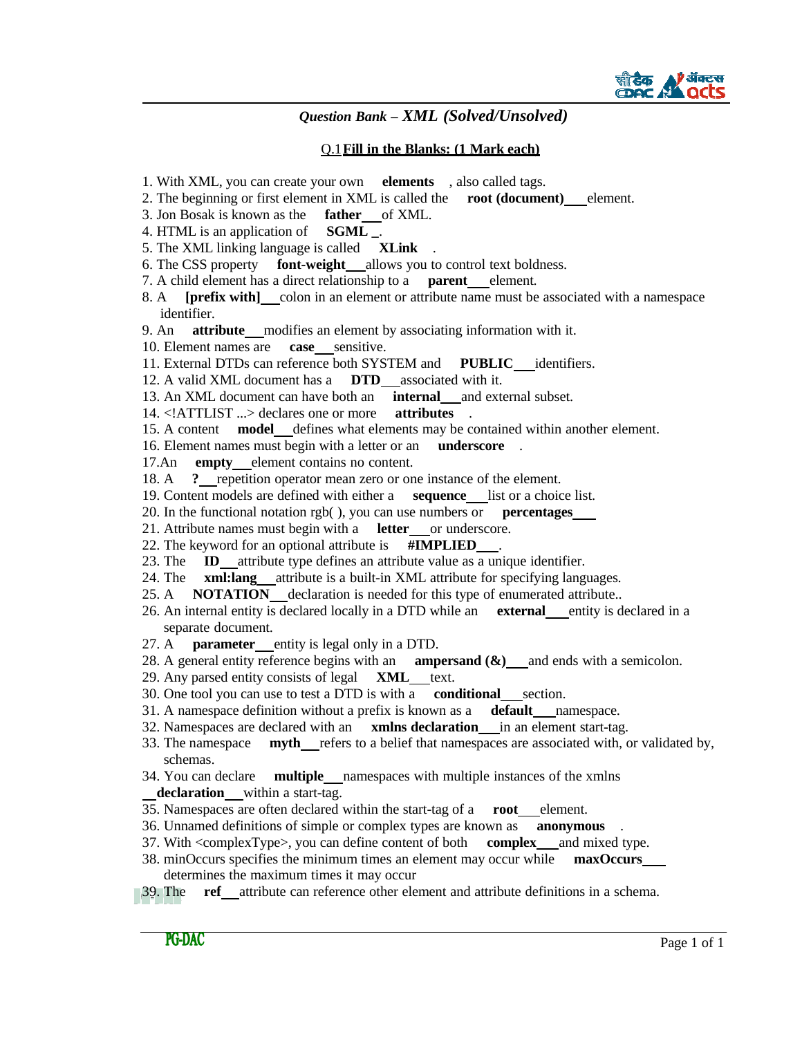# *Question Bank – XML (Solved/Unsolved)*

## Q.1 **Fill in the Blanks: (1 Mark each)**

1. With XML, you can create your own **elements** , also called tags.
2. The beginning or first element in XML is called the **root (document)** element.
3. Jon Bosak is known as the **father** of XML.
4. HTML is an application of **SGML** .
5. The XML linking language is called **XLink** .
6. The CSS property **font-weight** allows you to control text boldness.
7. A child element has a direct relationship to a **parent** element.
8. A **[prefix with]** colon in an element or attribute name must be associated with a namespace identifier.
9. An **attribute** modifies an element by associating information with it.
10. Element names are **case** sensitive.
11. External DTDs can reference both SYSTEM and **PUBLIC** identifiers.
12. A valid XML document has a **DTD** associated with it.
13. An XML document can have both an **internal** and external subset.
14. <!ATTLIST ...> declares one or more **attributes** .
15. A content **model** defines what elements may be contained within another element.
16. Element names must begin with a letter or an **underscore** .
17. An **empty** element contains no content.
18. A **?** repetition operator mean zero or one instance of the element.
19. Content models are defined with either a **sequence** list or a choice list.
20. In the functional notation rgb( ), you can use numbers or **percentages**
21. Attribute names must begin with a **letter** or underscore.
22. The keyword for an optional attribute is **#IMPLIED** .
23. The **ID** attribute type defines an attribute value as a unique identifier.
24. The **xml:lang** attribute is a built-in XML attribute for specifying languages.
25. A **NOTATION** declaration is needed for this type of enumerated attribute..
26. An internal entity is declared locally in a DTD while an **external** entity is declared in a separate document.
27. A **parameter** entity is legal only in a DTD.
28. A general entity reference begins with an **ampersand (&)** and ends with a semicolon.
29. Any parsed entity consists of legal **XML** text.
30. One tool you can use to test a DTD is with a **conditional** section.
31. A namespace definition without a prefix is known as a **default** namespace.
32. Namespaces are declared with an **xmlns declaration** in an element start-tag.
33. The namespace **myth** refers to a belief that namespaces are associated with, or validated by, schemas.
34. You can declare **multiple** namespaces with multiple instances of the xmlns **declaration** within a start-tag.
35. Namespaces are often declared within the start-tag of a **root** element.
36. Unnamed definitions of simple or complex types are known as **anonymous** .
37. With <complexType>, you can define content of both **complex** and mixed type.
38. minOccurs specifies the minimum times an element may occur while **maxOccurs** determines the maximum times it may occur
39. The **ref** attribute can reference other element and attribute definitions in a schema.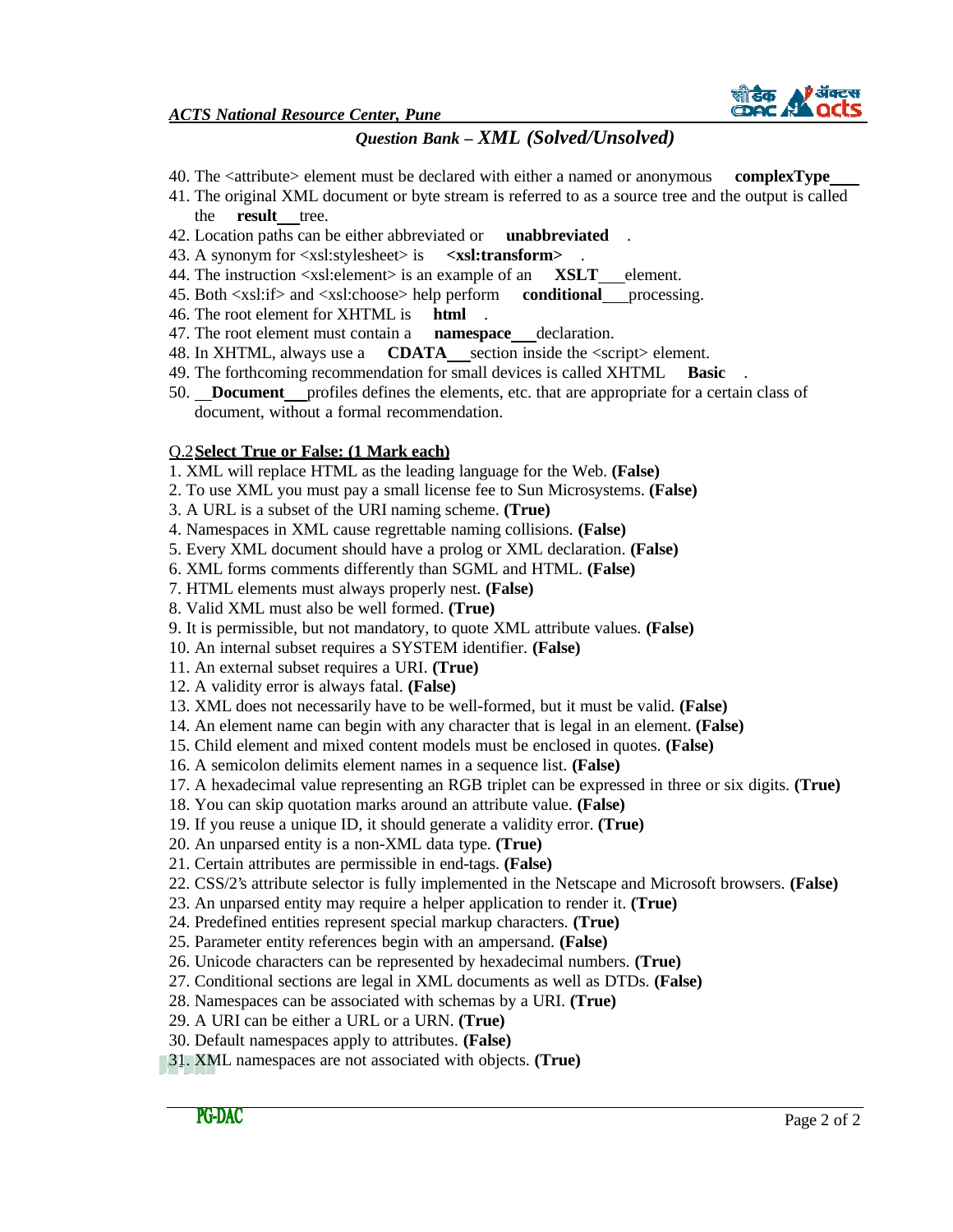40. The <attribute> element must be declared with either a named or anonymous **complexType**
41. The original XML document or byte stream is referred to as a source tree and the output is called the **result** tree.
42. Location paths can be either abbreviated or **unabbreviated**.
43. A synonym for <xsl:stylesheet> is **<xsl:transform>**.
44. The instruction <xsl:element> is an example of an **XSLT** element.
45. Both <xsl:if> and <xsl:choose> help perform **conditional** processing.
46. The root element for XHTML is **html**.
47. The root element must contain a **namespace** declaration.
48. In XHTML, always use a **CDATA** section inside the <script> element.
49. The forthcoming recommendation for small devices is called XHTML **Basic**.
50. **Document** profiles defines the elements, etc. that are appropriate for a certain class of document, without a formal recommendation.

Q.2 **Select True or False: (1 Mark each)**

1. XML will replace HTML as the leading language for the Web. **(False)**
2. To use XML you must pay a small license fee to Sun Microsystems. **(False)**
3. A URL is a subset of the URI naming scheme. **(True)**
4. Namespaces in XML cause regrettable naming collisions. **(False)**
5. Every XML document should have a prolog or XML declaration. **(False)**
6. XML forms comments differently than SGML and HTML. **(False)**
7. HTML elements must always properly nest. **(False)**
8. Valid XML must also be well formed. **(True)**
9. It is permissible, but not mandatory, to quote XML attribute values. **(False)**
10. An internal subset requires a SYSTEM identifier. **(False)**
11. An external subset requires a URI. **(True)**
12. A validity error is always fatal. **(False)**
13. XML does not necessarily have to be well-formed, but it must be valid. **(False)**
14. An element name can begin with any character that is legal in an element. **(False)**
15. Child element and mixed content models must be enclosed in quotes. **(False)**
16. A semicolon delimits element names in a sequence list. **(False)**
17. A hexadecimal value representing an RGB triplet can be expressed in three or six digits. **(True)**
18. You can skip quotation marks around an attribute value. **(False)**
19. If you reuse a unique ID, it should generate a validity error. **(True)**
20. An unparsed entity is a non-XML data type. **(True)**
21. Certain attributes are permissible in end-tags. **(False)**
22. CSS/2's attribute selector is fully implemented in the Netscape and Microsoft browsers. **(False)**
23. An unparsed entity may require a helper application to render it. **(True)**
24. Predefined entities represent special markup characters. **(True)**
25. Parameter entity references begin with an ampersand. **(False)**
26. Unicode characters can be represented by hexadecimal numbers. **(True)**
27. Conditional sections are legal in XML documents as well as DTDs. **(False)**
28. Namespaces can be associated with schemas by a URI. **(True)**
29. A URI can be either a URL or a URN. **(True)**
30. Default namespaces apply to attributes. **(False)**
31. XML namespaces are not associated with objects. **(True)**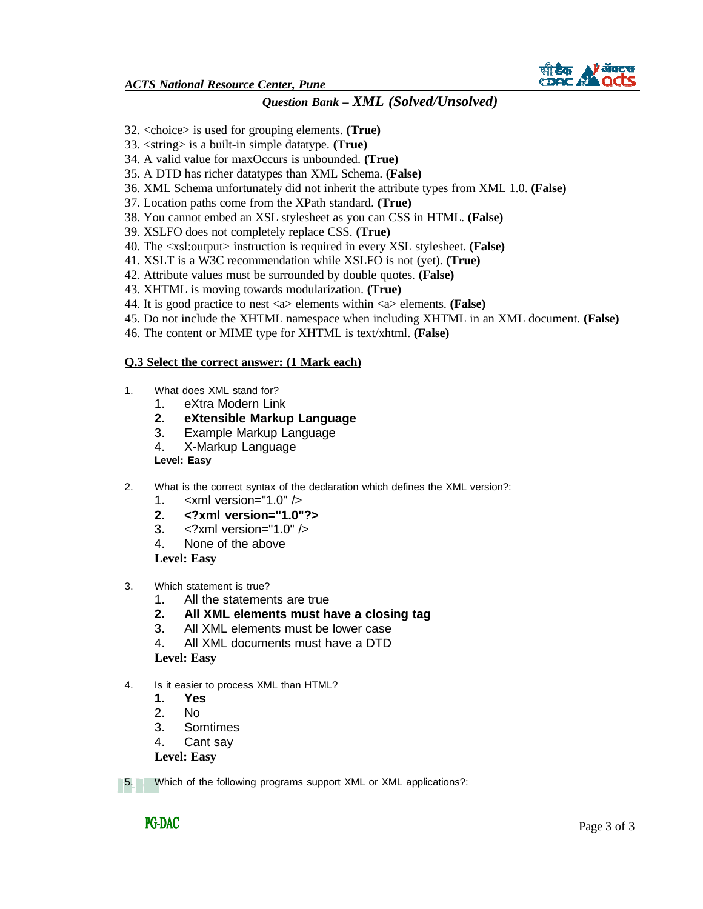32. <choice> is used for grouping elements. **(True)**
33. <string> is a built-in simple datatype. **(True)**
34. A valid value for maxOccurs is unbounded. **(True)**
35. A DTD has richer datatypes than XML Schema. **(False)**
36. XML Schema unfortunately did not inherit the attribute types from XML 1.0. **(False)**
37. Location paths come from the XPath standard. **(True)**
38. You cannot embed an XSL stylesheet as you can CSS in HTML. **(False)**
39. XSLFO does not completely replace CSS. **(True)**
40. The <xsl:output> instruction is required in every XSL stylesheet. **(False)**
41. XSLT is a W3C recommendation while XSLFO is not (yet). **(True)**
42. Attribute values must be surrounded by double quotes. **(False)**
43. XHTML is moving towards modularization. **(True)**
44. It is good practice to nest <a> elements within <a> elements. **(False)**
45. Do not include the XHTML namespace when including XHTML in an XML document. **(False)**
46. The content or MIME type for XHTML is text/xhtml. **(False)**

**Q.3 Select the correct answer: (1 Mark each)**

1. What does XML stand for?
   1. eXtra Modern Link
   2. **eXtensible Markup Language**
   3. Example Markup Language
   4. X-Markup Language

   **Level: Easy**

2. What is the correct syntax of the declaration which defines the XML version?:
   1. <xml version="1.0" />
   2. **<?xml version="1.0"?>**
   3. <?xml version="1.0" />
   4. None of the above

   **Level: Easy**

3. Which statement is true?
   1. All the statements are true
   2. **All XML elements must have a closing tag**
   3. All XML elements must be lower case
   4. All XML documents must have a DTD

   **Level: Easy**

4. Is it easier to process XML than HTML?
   1. **Yes**
   2. No
   3. Somtimes
   4. Cant say

   **Level: Easy**

5. Which of the following programs support XML or XML applications?: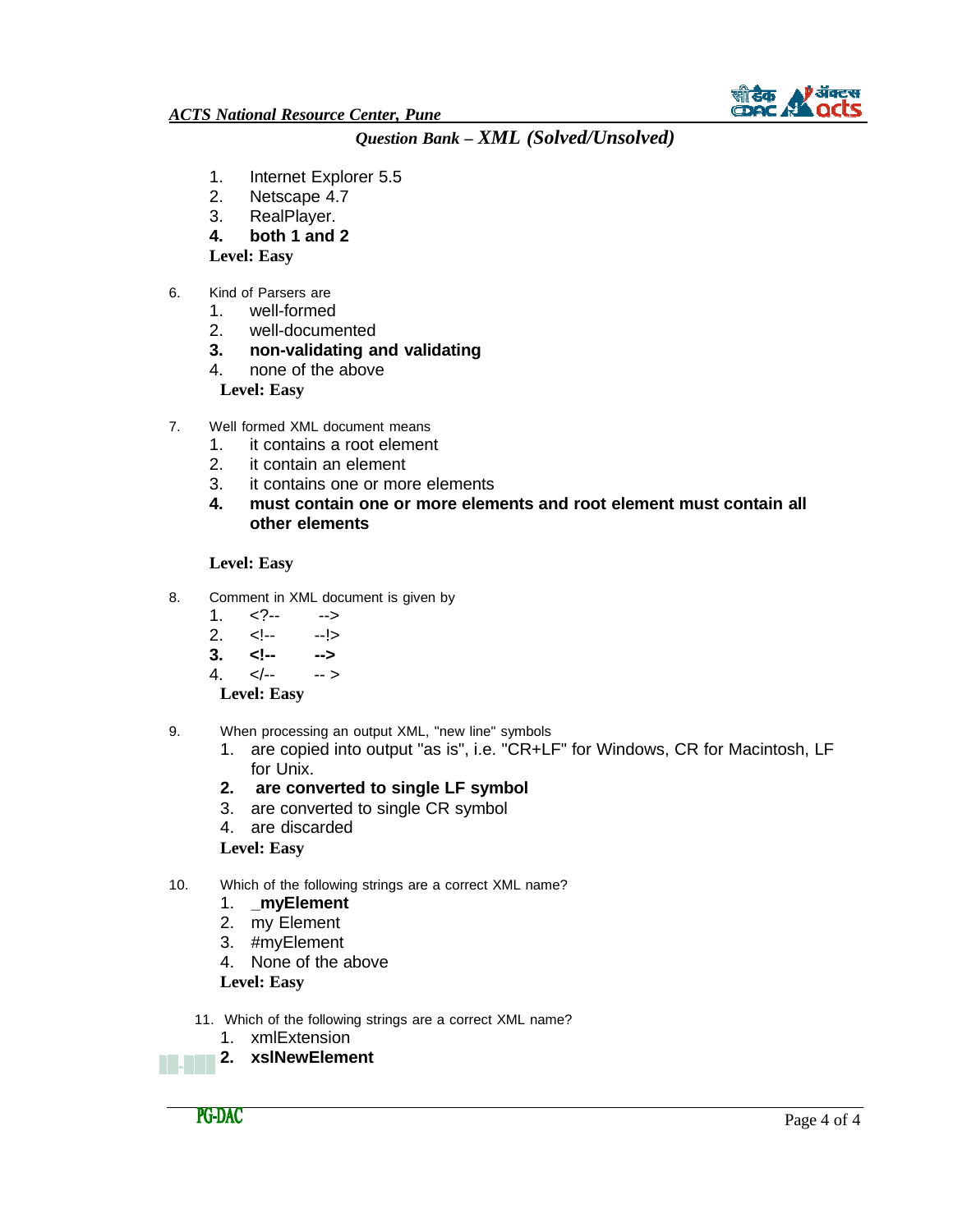1. Internet Explorer 5.5
2. Netscape 4.7
3. RealPlayer.
4. **both 1 and 2**

**Level: Easy**

6. Kind of Parsers are
    1. well-formed
    2. well-documented
    3. **non-validating and validating**
    4. none of the above

    **Level: Easy**

7. Well formed XML document means
    1. it contains a root element
    2. it contain an element
    3. it contains one or more elements
    4. **must contain one or more elements and root element must contain all other elements**

    **Level: Easy**

8. Comment in XML document is given by
    1. `<?--        -->`
    2. `<!--        --!>`
    3. **`<!--        -->`**
    4. `</--        -- >`

    **Level: Easy**

9. When processing an output XML, "new line" symbols
    1. are copied into output "as is", i.e. "CR+LF" for Windows, CR for Macintosh, LF for Unix.
    2. **are converted to single LF symbol**
    3. are converted to single CR symbol
    4. are discarded

    **Level: Easy**

10. Which of the following strings are a correct XML name?
    1. **_myElement**
    2. my Element
    3. #myElement
    4. None of the above

    **Level: Easy**

11. Which of the following strings are a correct XML name?
    1. xmlExtension
    2. **xslNewElement**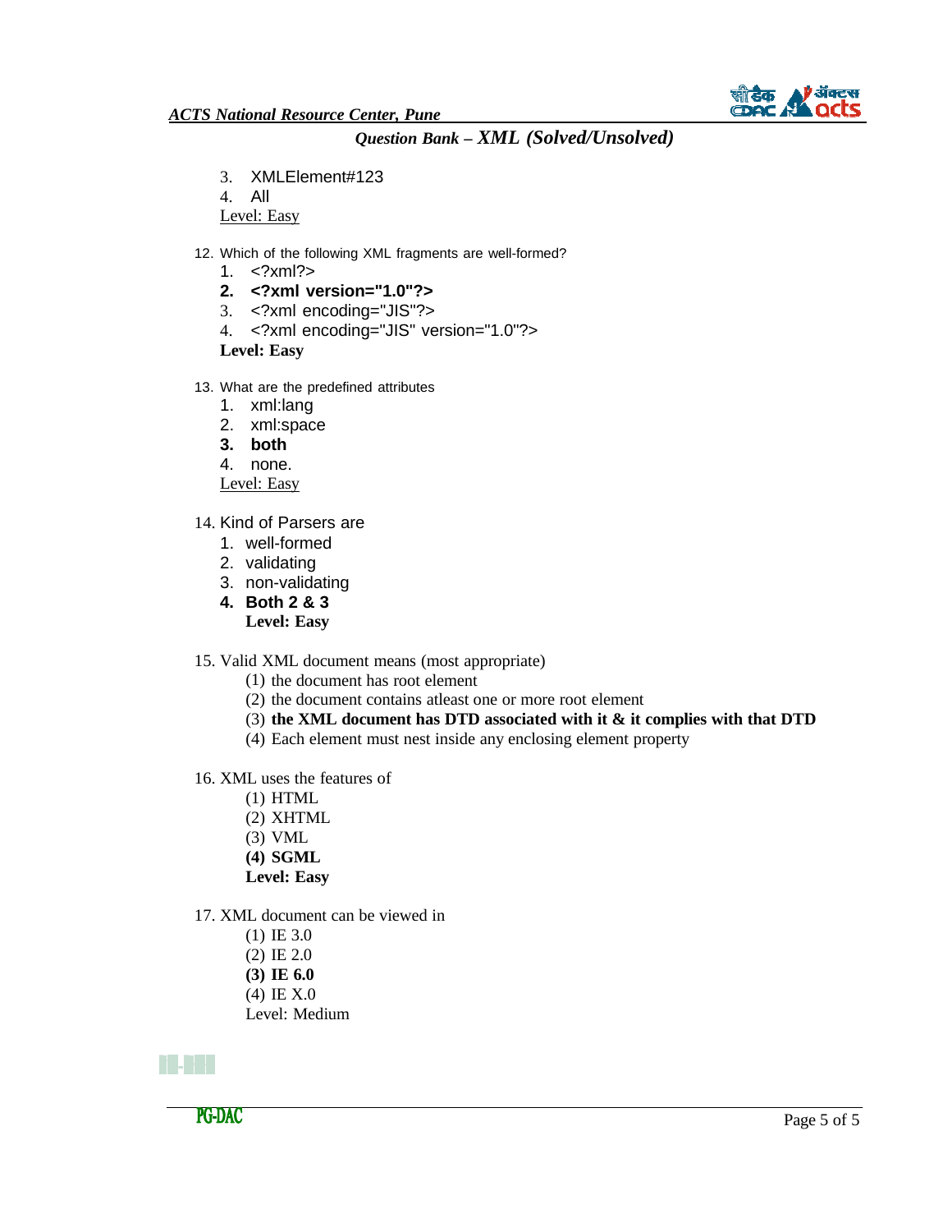3. XMLElement#123
4. All

Level: Easy

12. Which of the following XML fragments are well-formed?
    1. <?xml?>
    2. **<?xml version="1.0"?>**
    3. <?xml encoding="JIS"?>
    4. <?xml encoding="JIS" version="1.0"?>

    **Level: Easy**

13. What are the predefined attributes
    1. xml:lang
    2. xml:space
    3. **both**
    4. none.

    Level: Easy

14. Kind of Parsers are
    1. well-formed
    2. validating
    3. non-validating
    4. **Both 2 & 3**

    **Level: Easy**

15. Valid XML document means (most appropriate)
    (1) the document has root element
    (2) the document contains atleast one or more root element
    (3) **the XML document has DTD associated with it & it complies with that DTD**
    (4) Each element must nest inside any enclosing element property

16. XML uses the features of
    (1) HTML
    (2) XHTML
    (3) VML
    **(4) SGML**

    **Level: Easy**

17. XML document can be viewed in
    (1) IE 3.0
    (2) IE 2.0
    **(3) IE 6.0**
    (4) IE X.0

    Level: Medium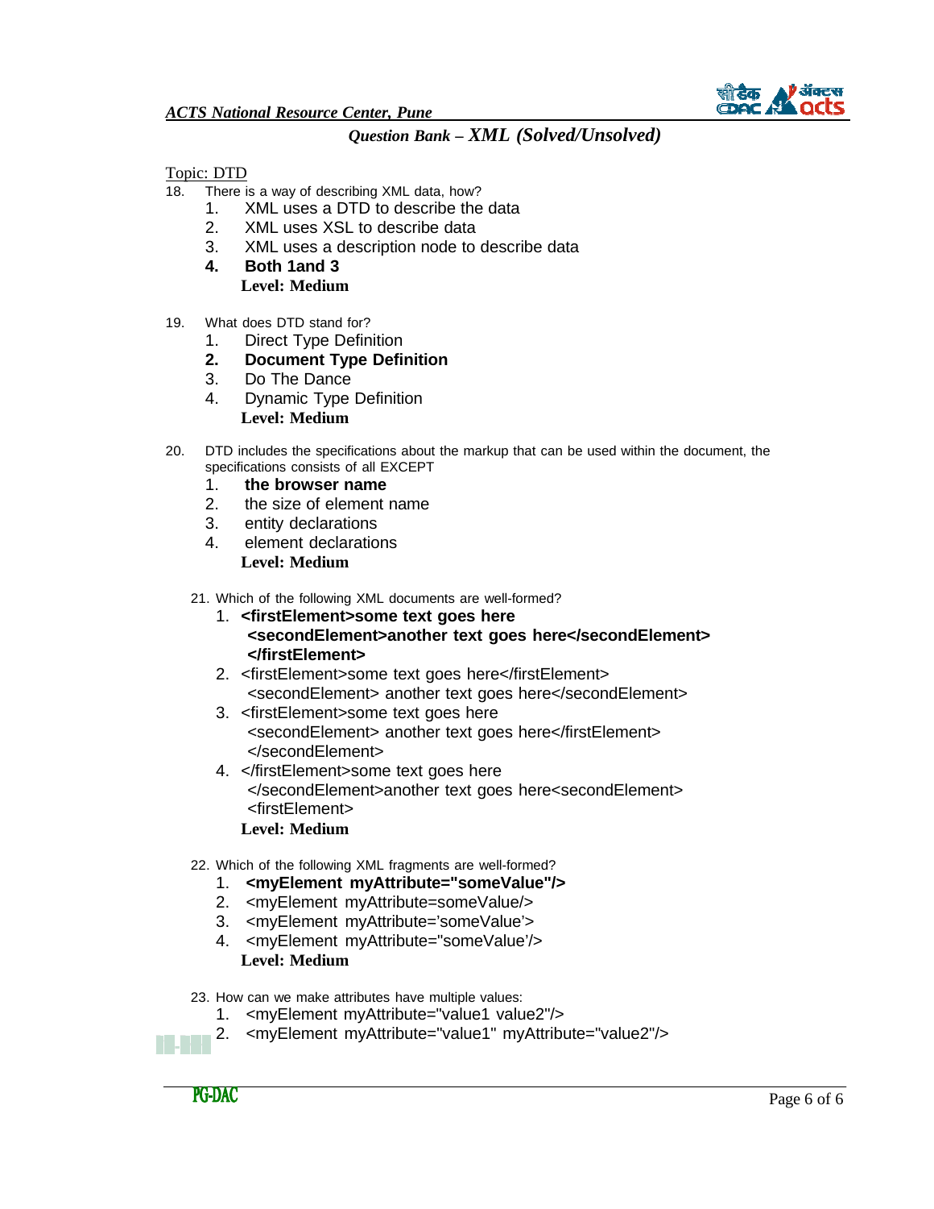Topic: DTD

18. There is a way of describing XML data, how?
    1. XML uses a DTD to describe the data
    2. XML uses XSL to describe data
    3. XML uses a description node to describe data
    4. **Both 1and 3**

    **Level: Medium**

19. What does DTD stand for?
    1. Direct Type Definition
    2. **Document Type Definition**
    3. Do The Dance
    4. Dynamic Type Definition

    **Level: Medium**

20. DTD includes the specifications about the markup that can be used within the document, the specifications consists of all EXCEPT
    1. **the browser name**
    2. the size of element name
    3. entity declarations
    4. element declarations

    **Level: Medium**

21. Which of the following XML documents are well-formed?
    1. **<firstElement>some text goes here <secondElement>another text goes here</secondElement> </firstElement>**
    2. <firstElement>some text goes here</firstElement> <secondElement> another text goes here</secondElement>
    3. <firstElement>some text goes here <secondElement> another text goes here</firstElement> </secondElement>
    4. </firstElement>some text goes here </secondElement>another text goes here<secondElement> <firstElement>

    **Level: Medium**

22. Which of the following XML fragments are well-formed?
    1. **<myElement myAttribute="someValue"/>**
    2. <myElement myAttribute=someValue/>
    3. <myElement myAttribute='someValue'>
    4. <myElement myAttribute="someValue'/>

    **Level: Medium**

23. How can we make attributes have multiple values:
    1. <myElement myAttribute="value1 value2"/>
    2. <myElement myAttribute="value1" myAttribute="value2"/>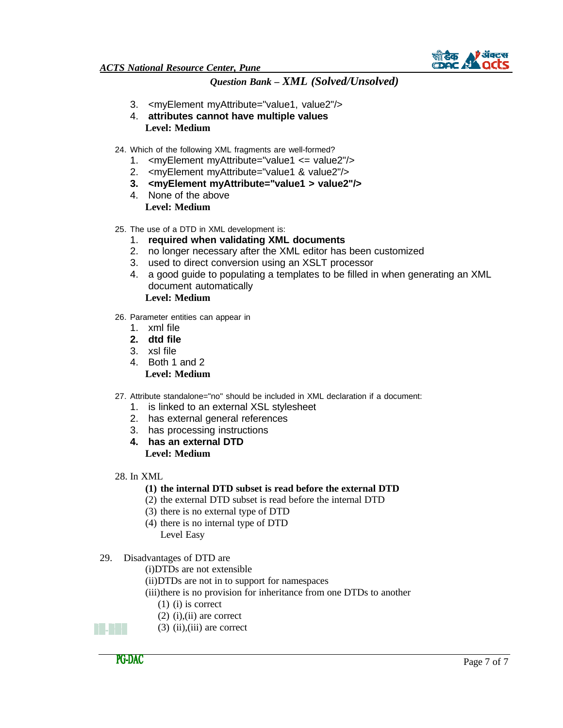3. <myElement myAttribute="value1, value2"/>
4. **attributes cannot have multiple values**

   **Level: Medium**

24. Which of the following XML fragments are well-formed?
    1. <myElement myAttribute="value1 <= value2"/>
    2. <myElement myAttribute="value1 & value2"/>
    3. **<myElement myAttribute="value1 > value2"/>**
    4. None of the above

    **Level: Medium**

25. The use of a DTD in XML development is:
    1. **required when validating XML documents**
    2. no longer necessary after the XML editor has been customized
    3. used to direct conversion using an XSLT processor
    4. a good guide to populating a templates to be filled in when generating an XML document automatically

    **Level: Medium**

26. Parameter entities can appear in
    1. xml file
    2. **dtd file**
    3. xsl file
    4. Both 1 and 2

    **Level: Medium**

27. Attribute standalone="no" should be included in XML declaration if a document:
    1. is linked to an external XSL stylesheet
    2. has external general references
    3. has processing instructions
    4. **has an external DTD**

    **Level: Medium**

28. In XML

    **(1) the internal DTD subset is read before the external DTD**

    (2) the external DTD subset is read before the internal DTD

    (3) there is no external type of DTD

    (4) there is no internal type of DTD

    Level Easy

29. Disadvantages of DTD are

    (i)DTDs are not extensible

    (ii)DTDs are not in to support for namespaces

    (iii)there is no provision for inheritance from one DTDs to another

    (1) (i) is correct

    (2) (i),(ii) are correct

    (3) (ii),(iii) are correct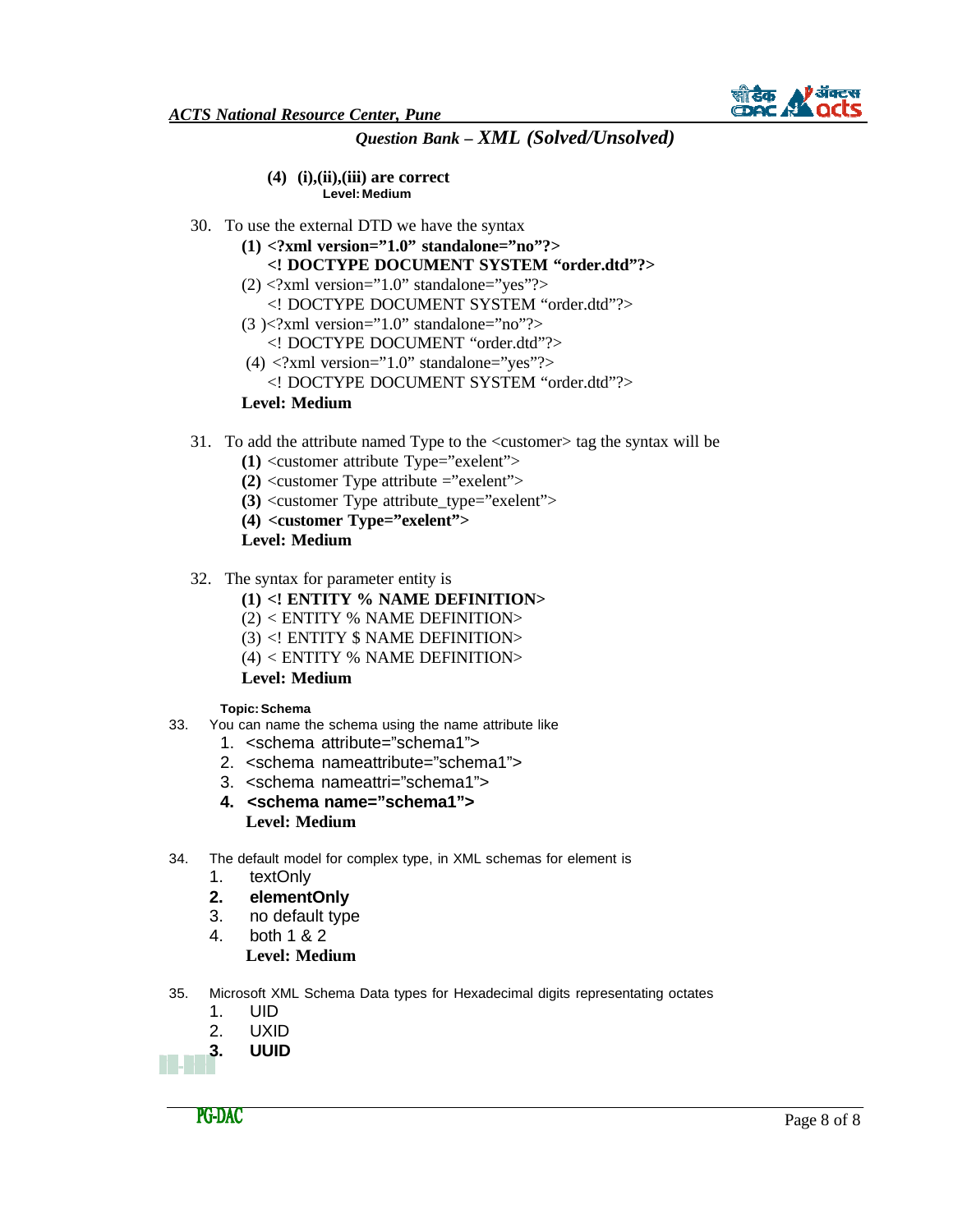**(4) (i),(ii),(iii) are correct**
**Level: Medium**

30. To use the external DTD we have the syntax
    **(1) <?xml version="1.0" standalone="no"?>**
    **<! DOCTYPE DOCUMENT SYSTEM "order.dtd"?>**
    (2) <?xml version="1.0" standalone="yes"?>
    <! DOCTYPE DOCUMENT SYSTEM "order.dtd"?>
    (3 )<?xml version="1.0" standalone="no"?>
    <! DOCTYPE DOCUMENT "order.dtd"?>
    (4) <?xml version="1.0" standalone="yes"?>
    <! DOCTYPE DOCUMENT SYSTEM "order.dtd"?>
    **Level: Medium**

31. To add the attribute named Type to the <customer> tag the syntax will be
    **(1)** <customer attribute Type="exelent">
    **(2)** <customer Type attribute ="exelent">
    **(3)** <customer Type attribute_type="exelent">
    **(4) <customer Type="exelent">**
    **Level: Medium**

32. The syntax for parameter entity is
    **(1) <! ENTITY % NAME DEFINITION>**
    (2) < ENTITY % NAME DEFINITION>
    (3) <! ENTITY $ NAME DEFINITION>
    (4) < ENTITY % NAME DEFINITION>
    **Level: Medium**

**Topic: Schema**

33. You can name the schema using the name attribute like
    1. <schema attribute="schema1">
    2. <schema nameattribute="schema1">
    3. <schema nameattri="schema1">
    4. **<schema name="schema1">**
    **Level: Medium**

34. The default model for complex type, in XML schemas for element is
    1. textOnly
    2. **elementOnly**
    3. no default type
    4. both 1 & 2
    **Level: Medium**

35. Microsoft XML Schema Data types for Hexadecimal digits representating octates
    1. UID
    2. UXID
    3. **UUID**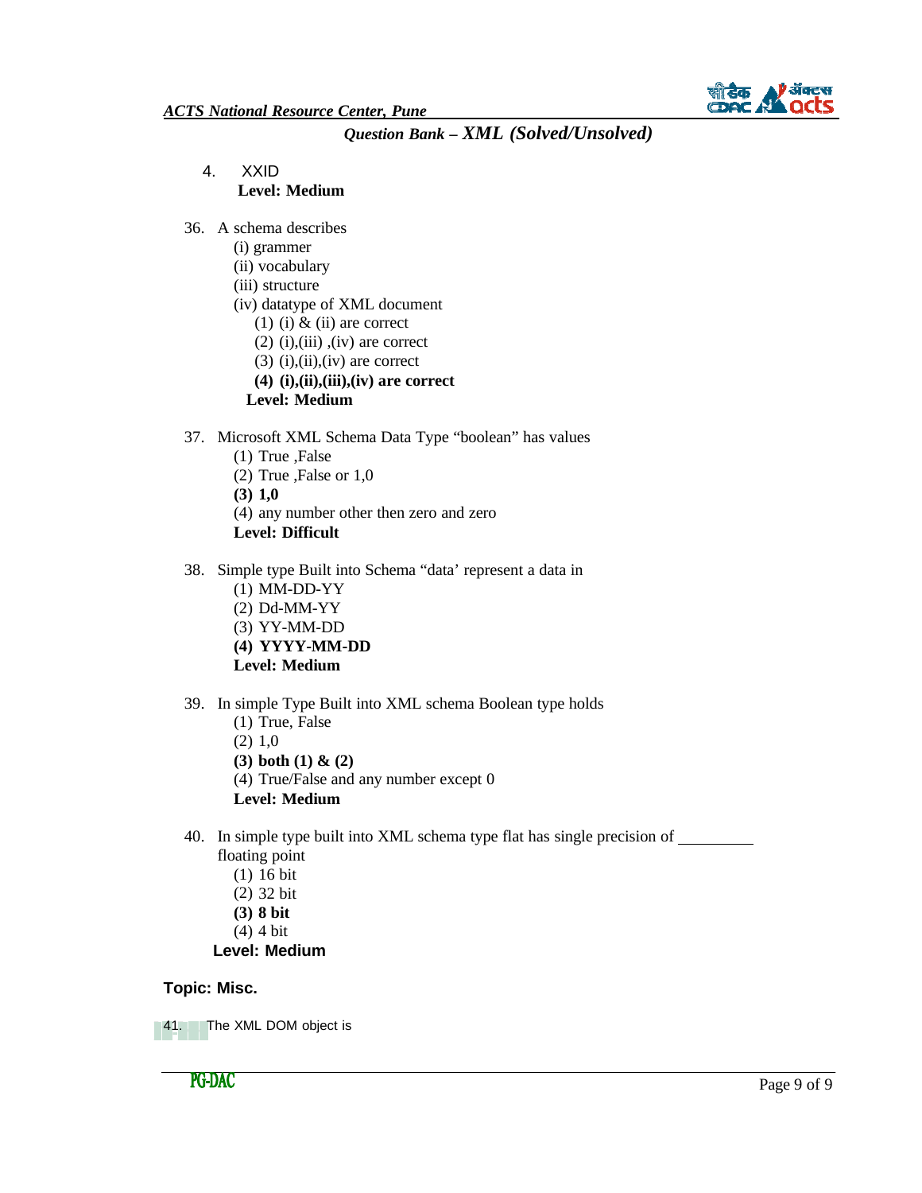4. XXID
   **Level: Medium**

36. A schema describes
    (i) grammer
    (ii) vocabulary
    (iii) structure
    (iv) datatype of XML document
    (1) (i) & (ii) are correct
    (2) (i),(iii) ,(iv) are correct
    (3) (i),(ii),(iv) are correct
    **(4) (i),(ii),(iii),(iv) are correct**
    **Level: Medium**

37. Microsoft XML Schema Data Type "boolean" has values
    (1) True ,False
    (2) True ,False or 1,0
    **(3) 1,0**
    (4) any number other then zero and zero
    **Level: Difficult**

38. Simple type Built into Schema "data' represent a data in
    (1) MM-DD-YY
    (2) Dd-MM-YY
    (3) YY-MM-DD
    **(4) YYYY-MM-DD**
    **Level: Medium**

39. In simple Type Built into XML schema Boolean type holds
    (1) True, False
    (2) 1,0
    **(3) both (1) & (2)**
    (4) True/False and any number except 0
    **Level: Medium**

40. In simple type built into XML schema type flat has single precision of _________ floating point
    (1) 16 bit
    (2) 32 bit
    **(3) 8 bit**
    (4) 4 bit
    **Level: Medium**

**Topic: Misc.**

41. The XML DOM object is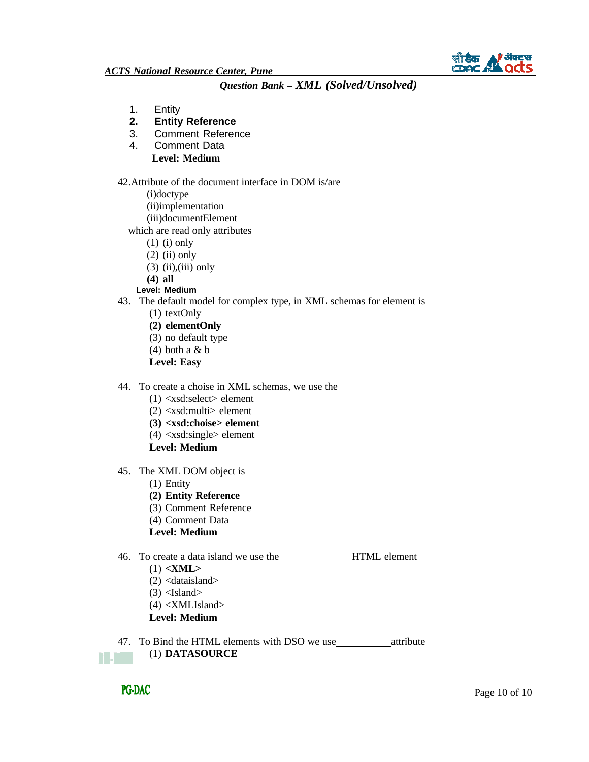1. Entity
2. **Entity Reference**
3. Comment Reference
4. Comment Data

**Level: Medium**

42.Attribute of the document interface in DOM is/are

(i)doctype
(ii)implementation
(iii)documentElement

which are read only attributes

(1) (i) only
(2) (ii) only
(3) (ii),(iii) only
**(4) all**

**Level: Medium**

43. The default model for complex type, in XML schemas for element is

(1) textOnly
**(2) elementOnly**
(3) no default type
(4) both a & b

**Level: Easy**

44. To create a choise in XML schemas, we use the

(1) <xsd:select> element
(2) <xsd:multi> element
**(3) <xsd:choise> element**
(4) <xsd:single> element

**Level: Medium**

45. The XML DOM object is

(1) Entity
**(2) Entity Reference**
(3) Comment Reference
(4) Comment Data

**Level: Medium**

46. To create a data island we use the______________HTML element

(1) **<XML>**
(2) <dataisland>
(3) <Island>
(4) <XMLIsland>

**Level: Medium**

47. To Bind the HTML elements with DSO we use___________attribute

(1) **DATASOURCE**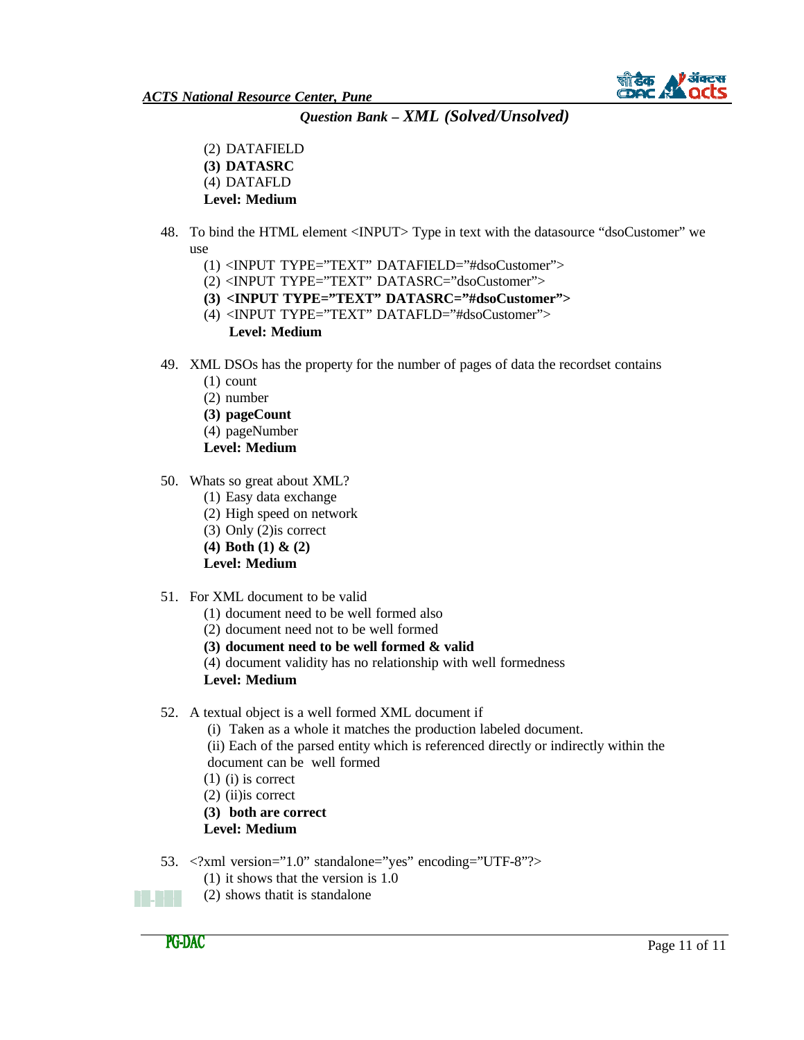(2) DATAFIELD
**(3) DATASRC**
(4) DATAFLD
**Level: Medium**

48. To bind the HTML element <INPUT> Type in text with the datasource "dsoCustomer" we use
    (1) <INPUT TYPE="TEXT" DATAFIELD="#dsoCustomer">
    (2) <INPUT TYPE="TEXT" DATASRC="dsoCustomer">
    **(3) <INPUT TYPE="TEXT" DATASRC="#dsoCustomer">**
    (4) <INPUT TYPE="TEXT" DATAFLD="#dsoCustomer">
    **Level: Medium**

49. XML DSOs has the property for the number of pages of data the recordset contains
    (1) count
    (2) number
    **(3) pageCount**
    (4) pageNumber
    **Level: Medium**

50. Whats so great about XML?
    (1) Easy data exchange
    (2) High speed on network
    (3) Only (2)is correct
    **(4) Both (1) & (2)**
    **Level: Medium**

51. For XML document to be valid
    (1) document need to be well formed also
    (2) document need not to be well formed
    **(3) document need to be well formed & valid**
    (4) document validity has no relationship with well formedness
    **Level: Medium**

52. A textual object is a well formed XML document if
    (i) Taken as a whole it matches the production labeled document.
    (ii) Each of the parsed entity which is referenced directly or indirectly within the document can be well formed
    (1) (i) is correct
    (2) (ii)is correct
    **(3) both are correct**
    **Level: Medium**

53. <?xml version="1.0" standalone="yes" encoding="UTF-8"?>
    (1) it shows that the version is 1.0
    (2) shows thatit is standalone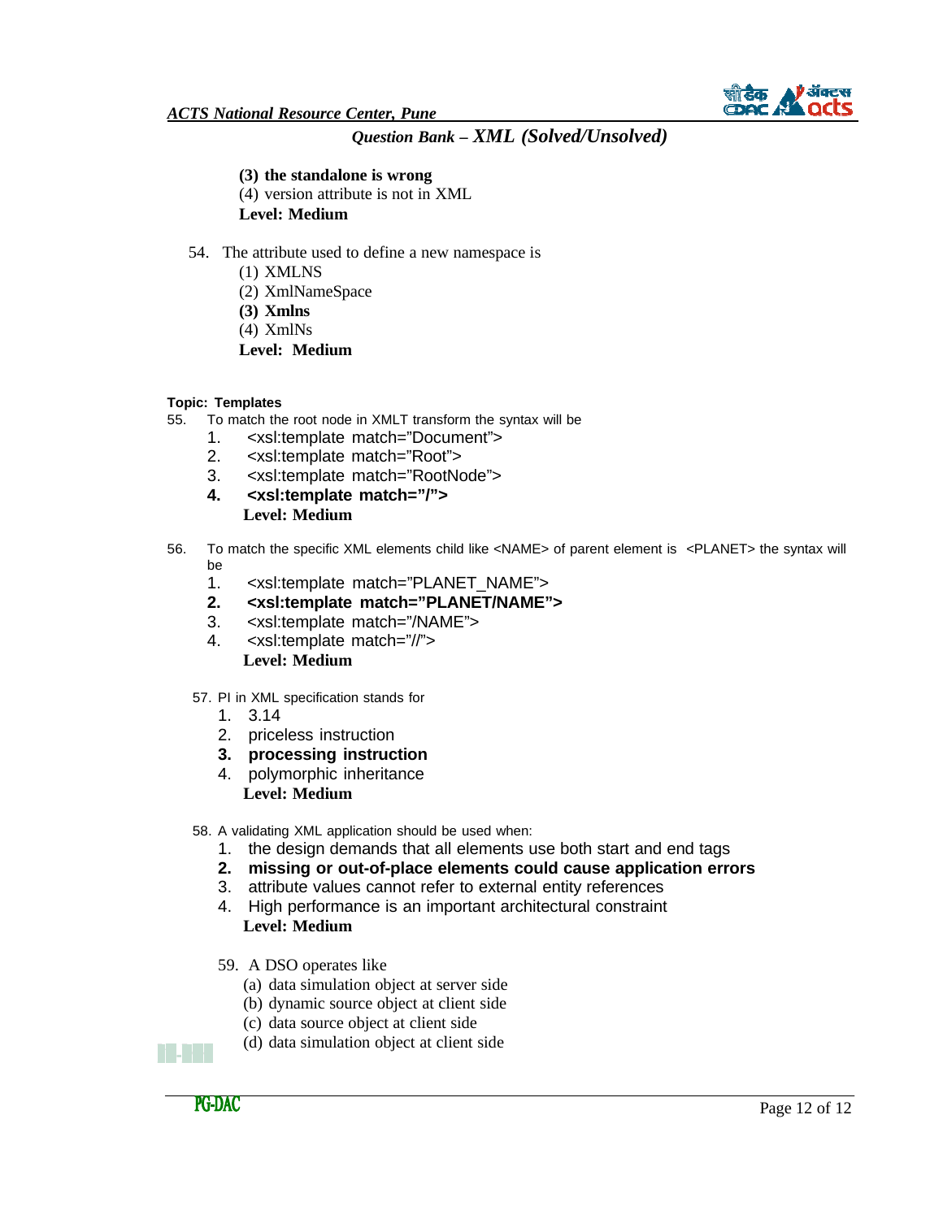**(3) the standalone is wrong**
(4) version attribute is not in XML
**Level: Medium**

54. The attribute used to define a new namespace is
    (1) XMLNS
    (2) XmlNameSpace
    **(3) Xmlns**
    (4) XmlNs
    **Level: Medium**

**Topic: Templates**

55. To match the root node in XMLT transform the syntax will be
    1. <xsl:template match="Document">
    2. <xsl:template match="Root">
    3. <xsl:template match="RootNode">
    **4. <xsl:template match="/">**
    **Level: Medium**

56. To match the specific XML elements child like <NAME> of parent element is <PLANET> the syntax will be
    1. <xsl:template match="PLANET_NAME">
    **2. <xsl:template match="PLANET/NAME">**
    3. <xsl:template match="/NAME">
    4. <xsl:template match="//">
    **Level: Medium**

57. PI in XML specification stands for
    1. 3.14
    2. priceless instruction
    **3. processing instruction**
    4. polymorphic inheritance
    **Level: Medium**

58. A validating XML application should be used when:
    1. the design demands that all elements use both start and end tags
    **2. missing or out-of-place elements could cause application errors**
    3. attribute values cannot refer to external entity references
    4. High performance is an important architectural constraint
    **Level: Medium**

59. A DSO operates like
    (a) data simulation object at server side
    (b) dynamic source object at client side
    (c) data source object at client side
    (d) data simulation object at client side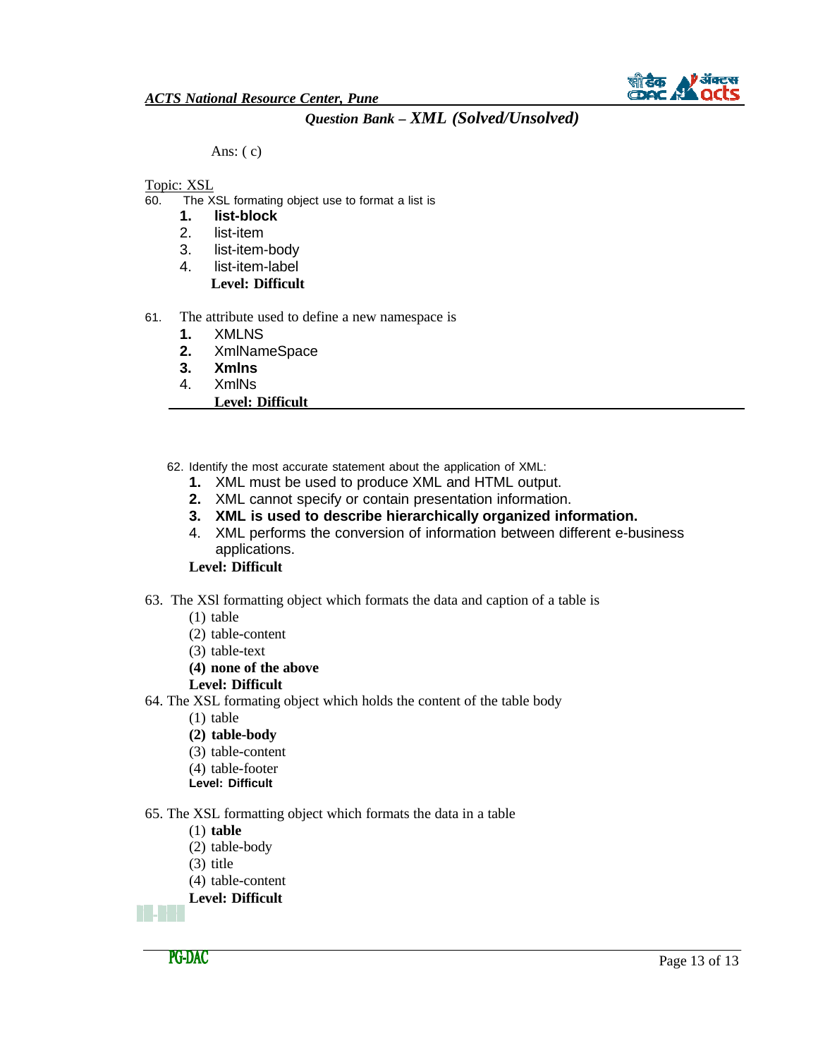Ans: ( c)

Topic: XSL

60. The XSL formating object use to format a list is

   **1. list-block**
   2. list-item
   3. list-item-body
   4. list-item-label

   **Level: Difficult**

61. The attribute used to define a new namespace is

   **1.** XMLNS
   **2.** XmlNameSpace
   **3. Xmlns**
   4. XmlNs

   **Level: Difficult**

62. Identify the most accurate statement about the application of XML:

   **1.** XML must be used to produce XML and HTML output.
   **2.** XML cannot specify or contain presentation information.
   **3. XML is used to describe hierarchically organized information.**
   4. XML performs the conversion of information between different e-business applications.

   **Level: Difficult**

63. The XSl formatting object which formats the data and caption of a table is

   (1) table
   (2) table-content
   (3) table-text
   **(4) none of the above**

   **Level: Difficult**

64. The XSL formating object which holds the content of the table body

   (1) table
   **(2) table-body**
   (3) table-content
   (4) table-footer

   **Level: Difficult**

65. The XSL formatting object which formats the data in a table

   (1) **table**
   (2) table-body
   (3) title
   (4) table-content

   **Level: Difficult**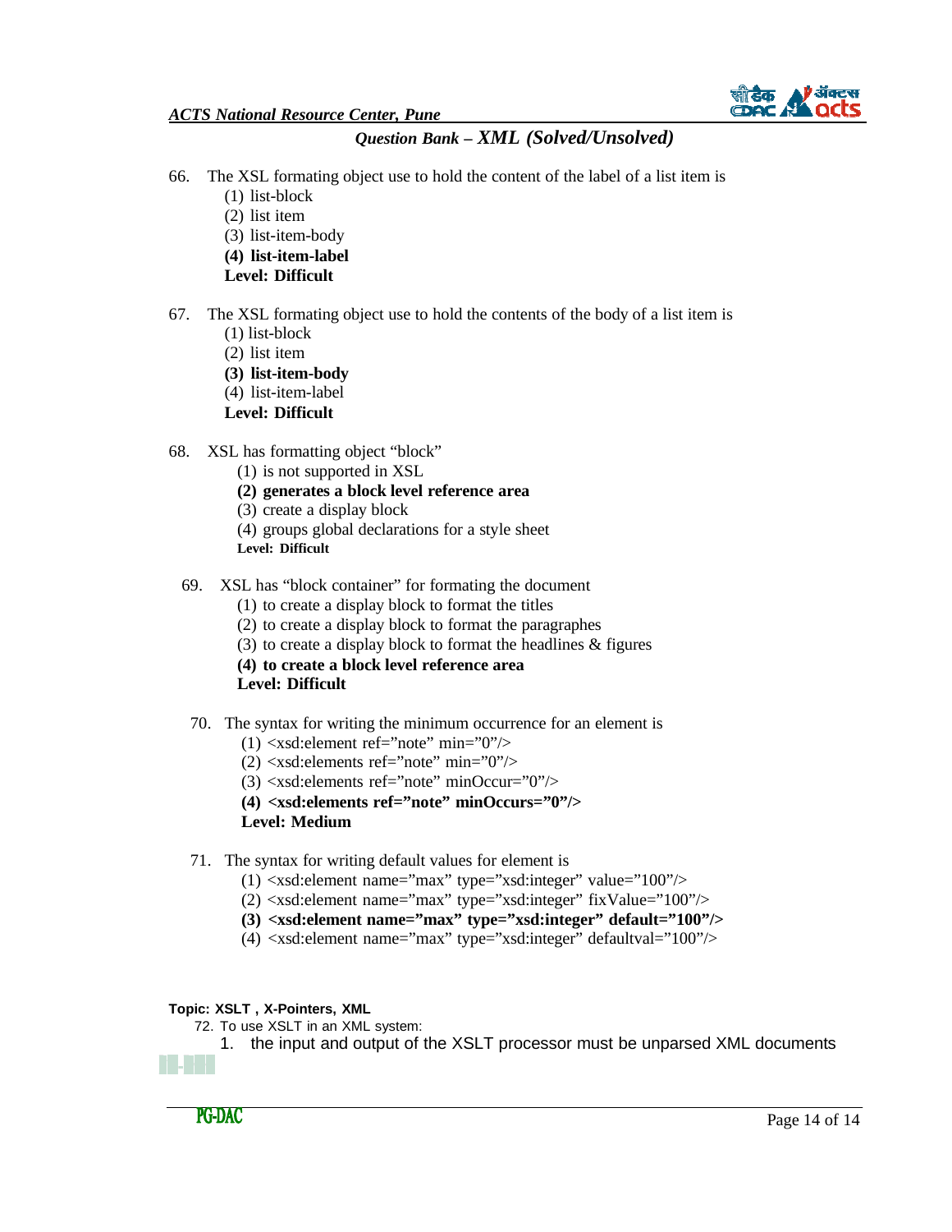66. The XSL formating object use to hold the content of the label of a list item is
    (1) list-block
    (2) list item
    (3) list-item-body
    **(4) list-item-label**
    **Level: Difficult**

67. The XSL formating object use to hold the contents of the body of a list item is
    (1) list-block
    (2) list item
    **(3) list-item-body**
    (4) list-item-label
    **Level: Difficult**

68. XSL has formatting object “block”
    (1) is not supported in XSL
    **(2) generates a block level reference area**
    (3) create a display block
    (4) groups global declarations for a style sheet
    **Level: Difficult**

69. XSL has “block container” for formating the document
    (1) to create a display block to format the titles
    (2) to create a display block to format the paragraphs
    (3) to create a display block to format the headlines & figures
    **(4) to create a block level reference area**
    **Level: Difficult**

70. The syntax for writing the minimum occurrence for an element is
    (1) <xsd:element ref=”note” min=”0”/>
    (2) <xsd:elements ref=”note” min=”0”/>
    (3) <xsd:elements ref=”note” minOccur=”0”/>
    **(4) <xsd:elements ref=”note” minOccurs=”0”/>**
    **Level: Medium**

71. The syntax for writing default values for element is
    (1) <xsd:element name=”max” type=”xsd:integer” value=”100”/>
    (2) <xsd:element name=”max” type=”xsd:integer” fixValue=”100”/>
    **(3) <xsd:element name=”max” type=”xsd:integer” default=”100”/>**
    (4) <xsd:element name=”max” type=”xsd:integer” defaultval=”100”/>

**Topic: XSLT , X-Pointers, XML**

72. To use XSLT in an XML system:
    1. the input and output of the XSLT processor must be unparsed XML documents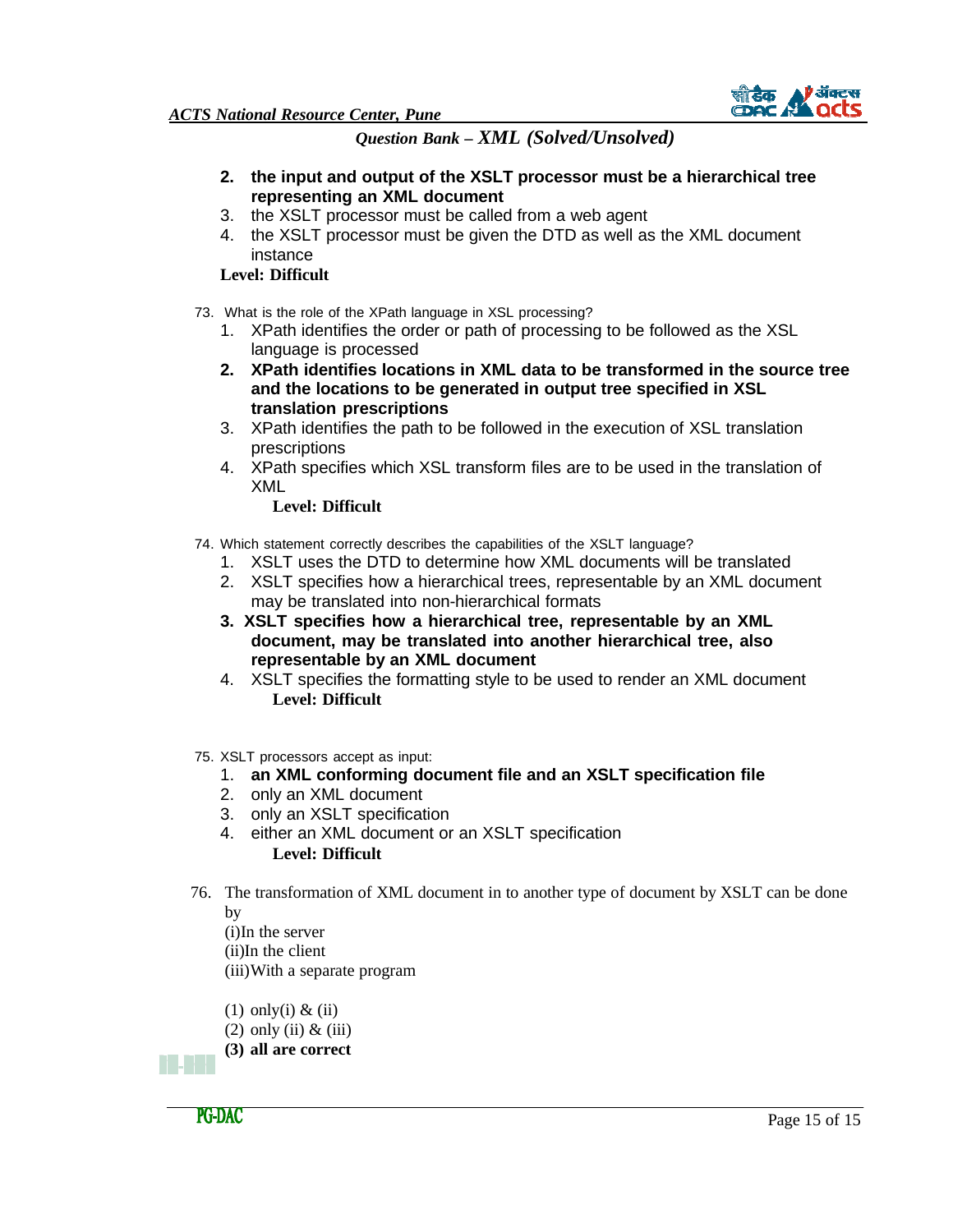2. **the input and output of the XSLT processor must be a hierarchical tree representing an XML document**
3. the XSLT processor must be called from a web agent
4. the XSLT processor must be given the DTD as well as the XML document instance

**Level: Difficult**

73. What is the role of the XPath language in XSL processing?
    1. XPath identifies the order or path of processing to be followed as the XSL language is processed
    2. **XPath identifies locations in XML data to be transformed in the source tree and the locations to be generated in output tree specified in XSL translation prescriptions**
    3. XPath identifies the path to be followed in the execution of XSL translation prescriptions
    4. XPath specifies which XSL transform files are to be used in the translation of XML

    **Level: Difficult**

74. Which statement correctly describes the capabilities of the XSLT language?
    1. XSLT uses the DTD to determine how XML documents will be translated
    2. XSLT specifies how a hierarchical trees, representable by an XML document may be translated into non-hierarchical formats
    3. **XSLT specifies how a hierarchical tree, representable by an XML document, may be translated into another hierarchical tree, also representable by an XML document**
    4. XSLT specifies the formatting style to be used to render an XML document

    **Level: Difficult**

75. XSLT processors accept as input:
    1. **an XML conforming document file and an XSLT specification file**
    2. only an XML document
    3. only an XSLT specification
    4. either an XML document or an XSLT specification

    **Level: Difficult**

76. The transformation of XML document in to another type of document by XSLT can be done by
    (i)In the server
    (ii)In the client
    (iii)With a separate program

    (1) only(i) & (ii)
    (2) only (ii) & (iii)
    **(3) all are correct**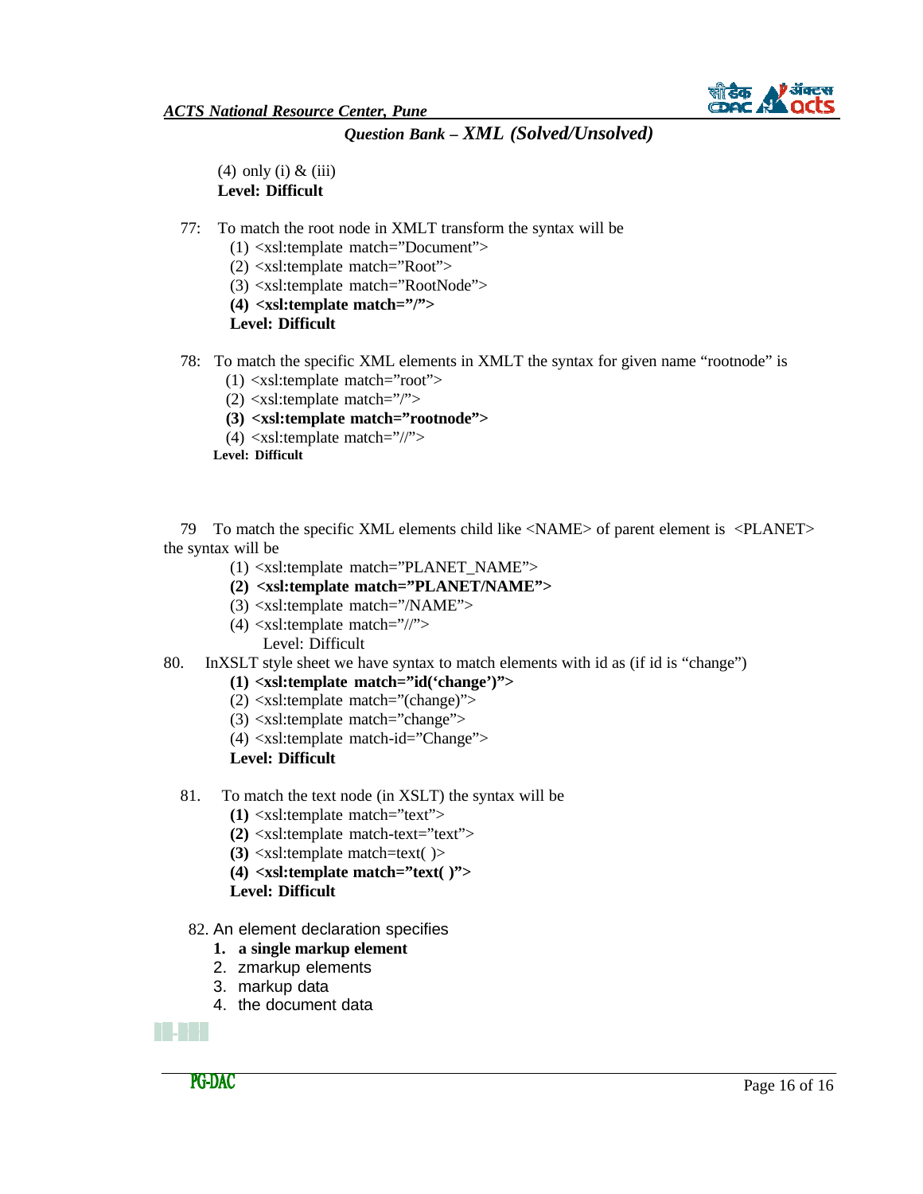(4) only (i) & (iii)
**Level: Difficult**

77: To match the root node in XMLT transform the syntax will be
  (1) <xsl:template match="Document">
  (2) <xsl:template match="Root">
  (3) <xsl:template match="RootNode">
  **(4) <xsl:template match="/">**
  **Level: Difficult**

78: To match the specific XML elements in XMLT the syntax for given name "rootnode" is
  (1) <xsl:template match="root">
  (2) <xsl:template match="/">
  **(3) <xsl:template match="rootnode">**
  (4) <xsl:template match="//">
  **Level: Difficult**

79 To match the specific XML elements child like <NAME> of parent element is <PLANET> the syntax will be
  (1) <xsl:template match="PLANET_NAME">
  **(2) <xsl:template match="PLANET/NAME">**
  (3) <xsl:template match="/NAME">
  (4) <xsl:template match="//">
  Level: Difficult

80. InXSLT style sheet we have syntax to match elements with id as (if id is "change")
  **(1) <xsl:template match="id('change')">**
  (2) <xsl:template match="(change)">
  (3) <xsl:template match="change">
  (4) <xsl:template match-id="Change">
  **Level: Difficult**

81. To match the text node (in XSLT) the syntax will be
  **(1)** <xsl:template match="text">
  **(2)** <xsl:template match-text="text">
  **(3)** <xsl:template match=text( )>
  **(4) <xsl:template match="text( )">**
  **Level: Difficult**

82. An element declaration specifies
  1. **a single markup element**
  2. zmarkup elements
  3. markup data
  4. the document data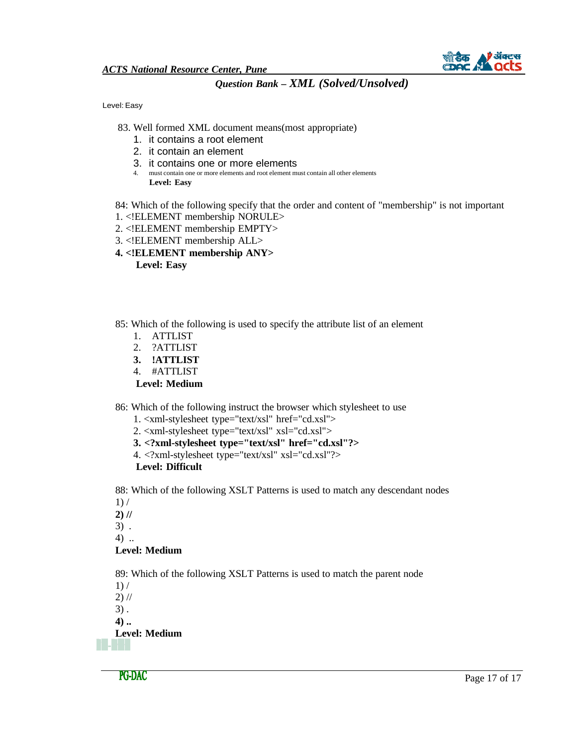Level: Easy

83. Well formed XML document means(most appropriate)
   1. it contains a root element
   2. it contain an element
   3. it contains one or more elements
   4. must contain one or more elements and root element must contain all other elements

   **Level: Easy**

84: Which of the following specify that the order and content of "membership" is not important
1. <!ELEMENT membership NORULE>
2. <!ELEMENT membership EMPTY>
3. <!ELEMENT membership ALL>
4. **<!ELEMENT membership ANY>**

   **Level: Easy**

85: Which of the following is used to specify the attribute list of an element
   1. ATTLIST
   2. ?ATTLIST
   3. **!ATTLIST**
   4. #ATTLIST

   **Level: Medium**

86: Which of the following instruct the browser which stylesheet to use
   1. <xml-stylesheet type="text/xsl" href="cd.xsl">
   2. <xml-stylesheet type="text/xsl" xsl="cd.xsl">
   3. **<?xml-stylesheet type="text/xsl" href="cd.xsl"?>**
   4. <?xml-stylesheet type="text/xsl" xsl="cd.xsl"?>

   **Level: Difficult**

88: Which of the following XSLT Patterns is used to match any descendant nodes
1) /
**2) //**
3) .
4) ..

**Level: Medium**

89: Which of the following XSLT Patterns is used to match the parent node
1) /
2) //
3) .
**4) ..**

**Level: Medium**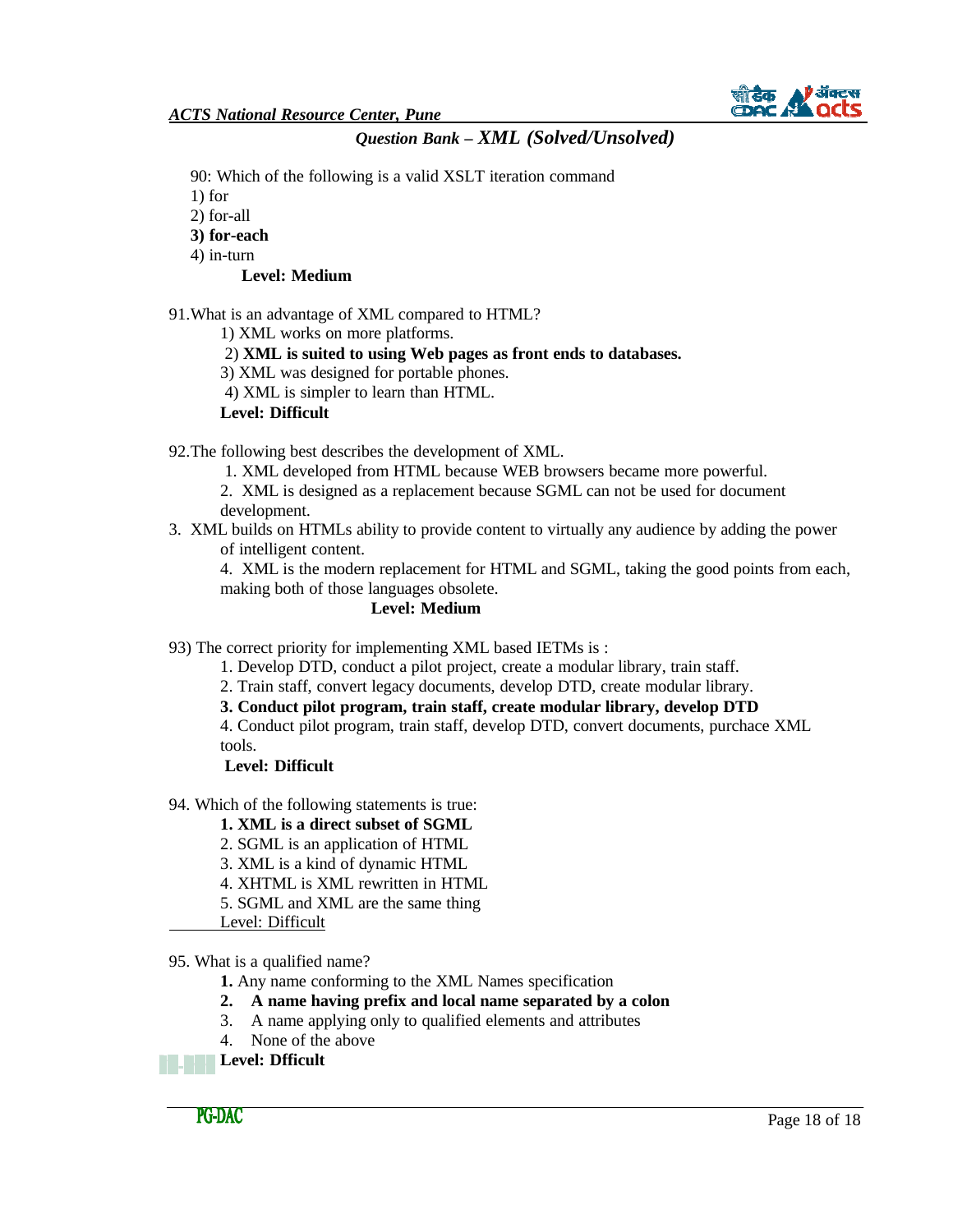90: Which of the following is a valid XSLT iteration command

1) for
2) for-all
3) **for-each**
4) in-turn

**Level: Medium**

91.What is an advantage of XML compared to HTML?

1) XML works on more platforms.
2) **XML is suited to using Web pages as front ends to databases.**
3) XML was designed for portable phones.
4) XML is simpler to learn than HTML.

**Level: Difficult**

92.The following best describes the development of XML.

1. XML developed from HTML because WEB browsers became more powerful.
2. XML is designed as a replacement because SGML can not be used for document development.
3. XML builds on HTMLs ability to provide content to virtually any audience by adding the power of intelligent content.
4. XML is the modern replacement for HTML and SGML, taking the good points from each, making both of those languages obsolete.

**Level: Medium**

93) The correct priority for implementing XML based IETMs is :

1. Develop DTD, conduct a pilot project, create a modular library, train staff.
2. Train staff, convert legacy documents, develop DTD, create modular library.
3. **Conduct pilot program, train staff, create modular library, develop DTD**
4. Conduct pilot program, train staff, develop DTD, convert documents, purchace XML tools.

**Level: Difficult**

94. Which of the following statements is true:

1. **XML is a direct subset of SGML**
2. SGML is an application of HTML
3. XML is a kind of dynamic HTML
4. XHTML is XML rewritten in HTML
5. SGML and XML are the same thing

Level: Difficult

95. What is a qualified name?

1. Any name conforming to the XML Names specification
2. **A name having prefix and local name separated by a colon**
3. A name applying only to qualified elements and attributes
4. None of the above

**Level: Dfficult**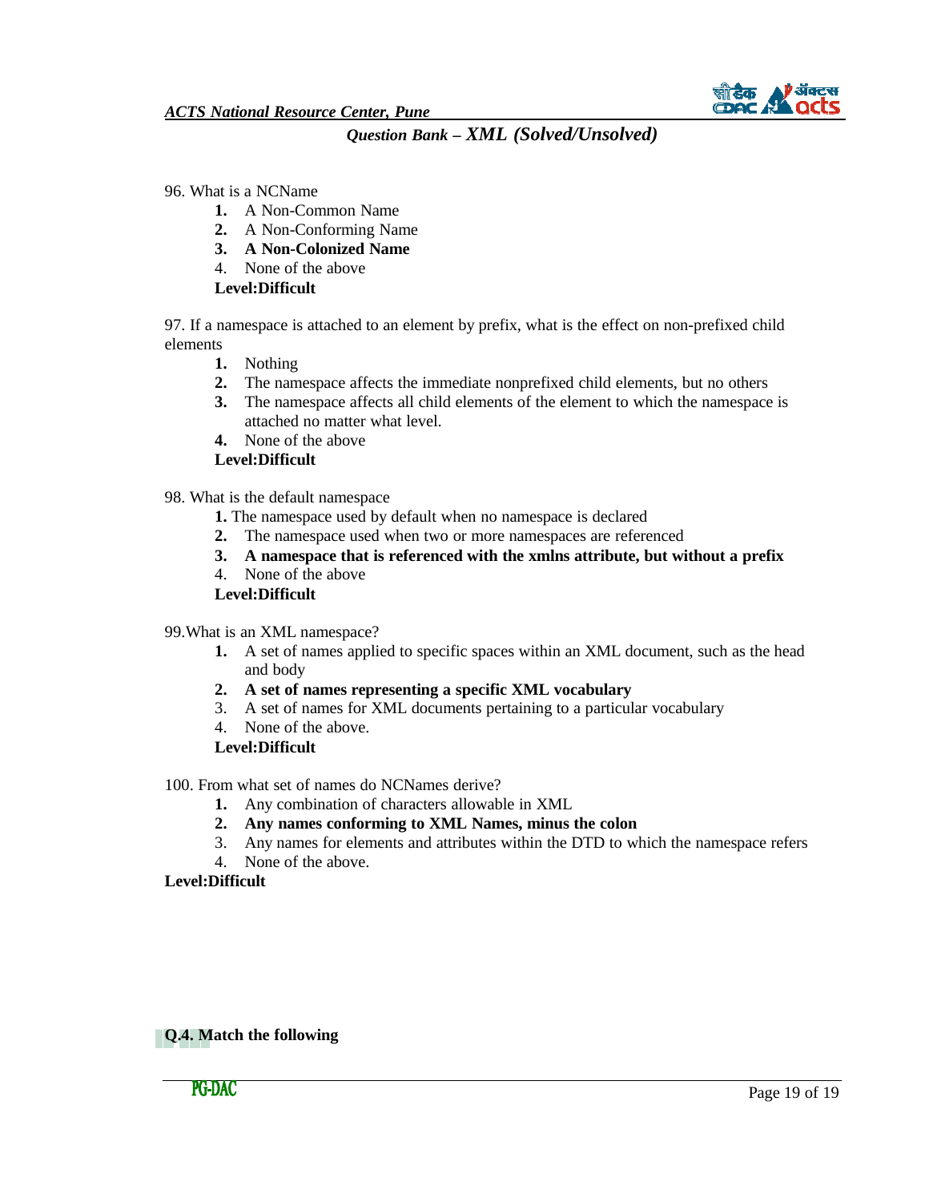96. What is a NCName

1. A Non-Common Name
2. A Non-Conforming Name
3. **A Non-Colonized Name**
4. None of the above

**Level:Difficult**

97. If a namespace is attached to an element by prefix, what is the effect on non-prefixed child elements

1. Nothing
2. The namespace affects the immediate nonprefixed child elements, but no others
3. The namespace affects all child elements of the element to which the namespace is attached no matter what level.
4. None of the above

**Level:Difficult**

98. What is the default namespace

1. The namespace used by default when no namespace is declared
2. The namespace used when two or more namespaces are referenced
3. **A namespace that is referenced with the xmlns attribute, but without a prefix**
4. None of the above

**Level:Difficult**

99. What is an XML namespace?

1. A set of names applied to specific spaces within an XML document, such as the head and body
2. **A set of names representing a specific XML vocabulary**
3. A set of names for XML documents pertaining to a particular vocabulary
4. None of the above.

**Level:Difficult**

100. From what set of names do NCNames derive?

1. Any combination of characters allowable in XML
2. **Any names conforming to XML Names, minus the colon**
3. Any names for elements and attributes within the DTD to which the namespace refers
4. None of the above.

**Level:Difficult**

**Q.4. Match the following**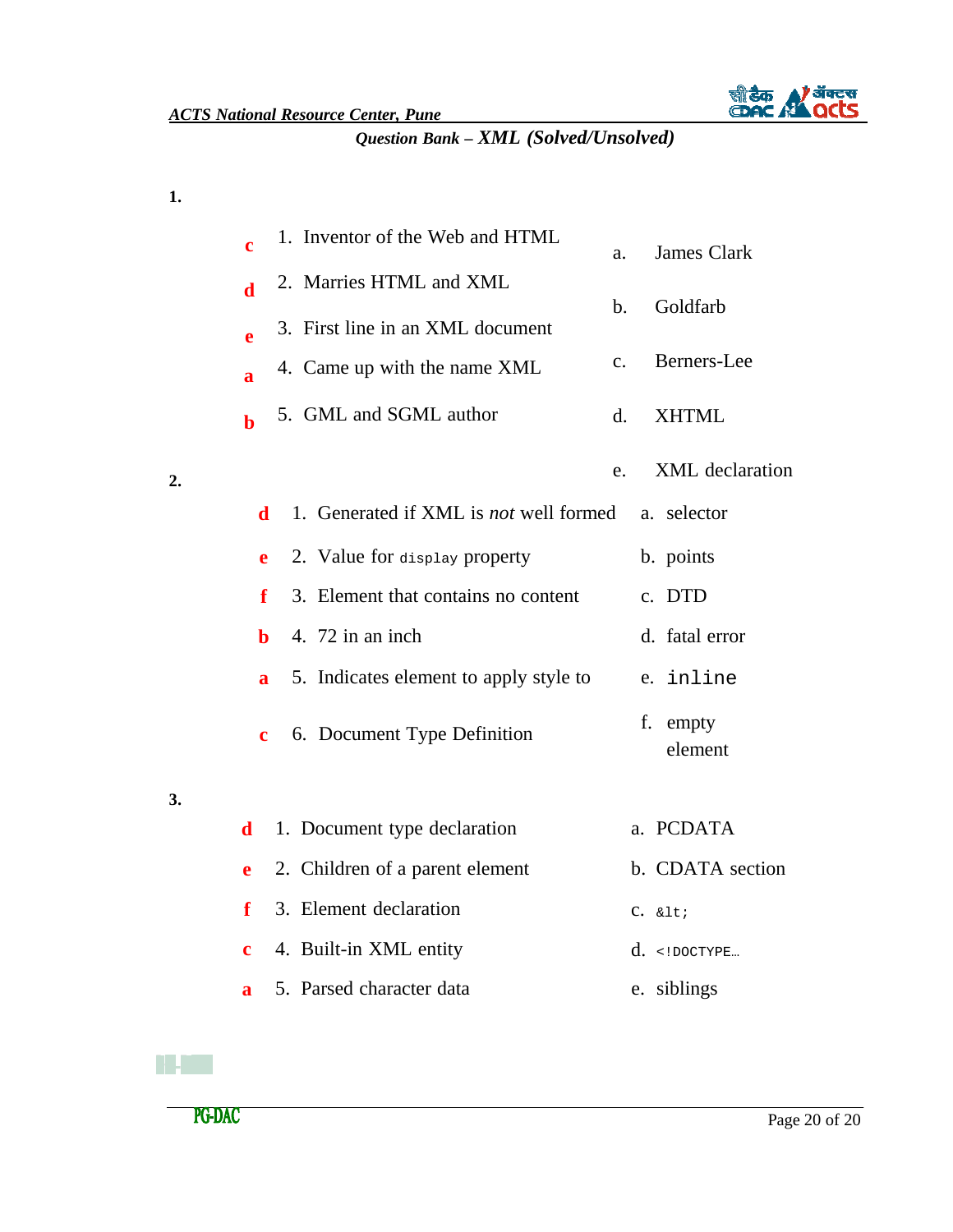**1.**

| Answer | Question | | Option |
|---|---|---|---|
| **c** | 1. Inventor of the Web and HTML | a. | James Clark |
| **d** | 2. Marries HTML and XML | b. | Goldfarb |
| **e** | 3. First line in an XML document | c. | Berners-Lee |
| **a** | 4. Came up with the name XML | d. | XHTML |
| **b** | 5. GML and SGML author | e. | XML declaration |

**2.**

| Answer | Question | | Option |
|---|---|---|---|
| **d** | 1. Generated if XML is *not* well formed | a. | selector |
| **e** | 2. Value for `display` property | b. | points |
| **f** | 3. Element that contains no content | c. | DTD |
| **b** | 4. 72 in an inch | d. | fatal error |
| **a** | 5. Indicates element to apply style to | e. | `inline` |
| **c** | 6. Document Type Definition | f. | empty element |

**3.**

| Answer | Question | | Option |
|---|---|---|---|
| **d** | 1. Document type declaration | a. | PCDATA |
| **e** | 2. Children of a parent element | b. | CDATA section |
| **f** | 3. Element declaration | c. | `&lt;` |
| **c** | 4. Built-in XML entity | d. | `<!DOCTYPE…` |
| **a** | 5. Parsed character data | e. | siblings |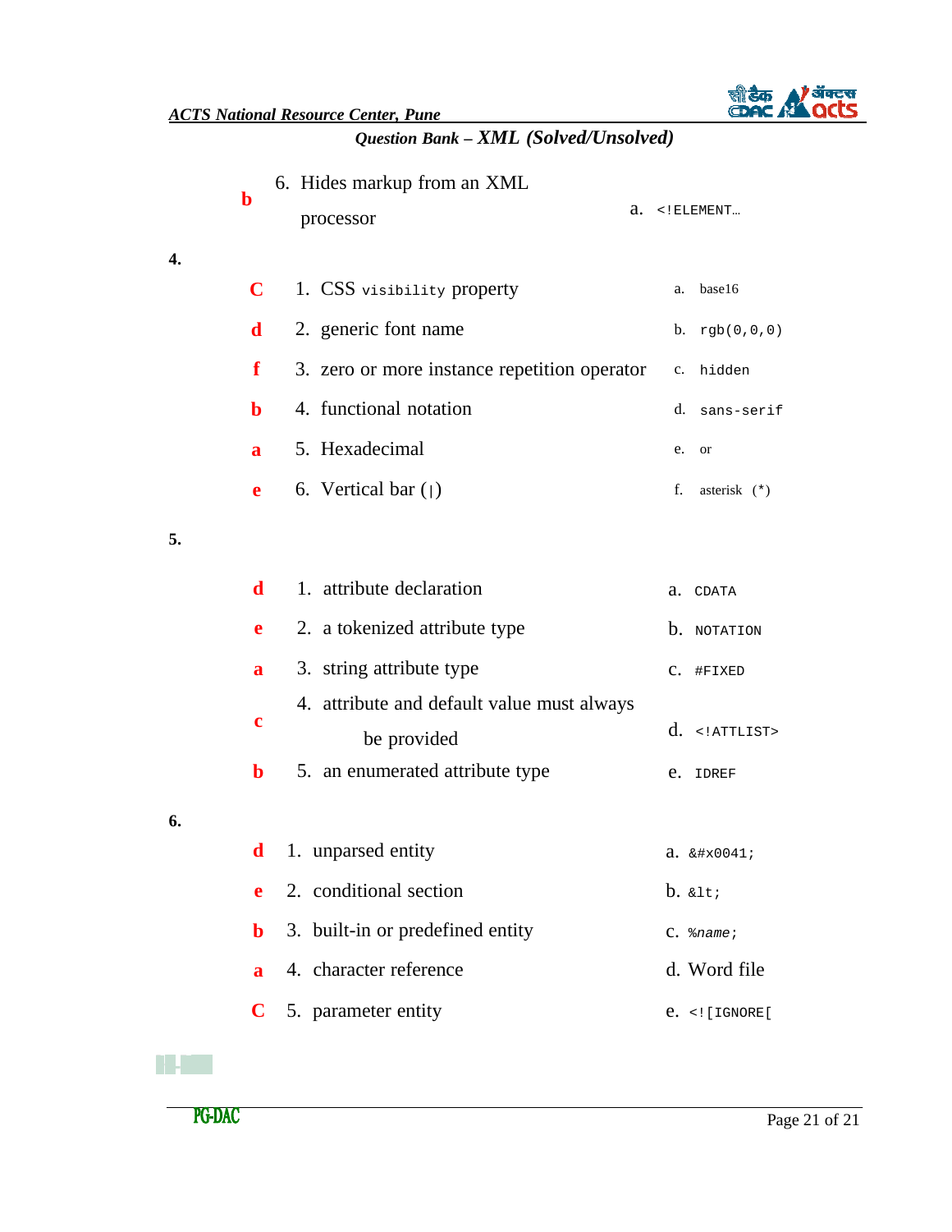| | | |
|---|---|---|
| b | 6. Hides markup from an XML processor | a. `<!ELEMENT…` |

**4.**

| Answer | Question | Option |
|---|---|---|
| C | 1. CSS `visibility` property | a. base16 |
| d | 2. generic font name | b. `rgb(0,0,0)` |
| f | 3. zero or more instance repetition operator | c. `hidden` |
| b | 4. functional notation | d. `sans-serif` |
| a | 5. Hexadecimal | e. or |
| e | 6. Vertical bar (`|`) | f. asterisk (`*`) |

**5.**

| Answer | Question | Option |
|---|---|---|
| d | 1. attribute declaration | a. `CDATA` |
| e | 2. a tokenized attribute type | b. `NOTATION` |
| a | 3. string attribute type | c. `#FIXED` |
| c | 4. attribute and default value must always be provided | d. `<!ATTLIST>` |
| b | 5. an enumerated attribute type | e. `IDREF` |

**6.**

| Answer | Question | Option |
|---|---|---|
| d | 1. unparsed entity | a. `&#x0041;` |
| e | 2. conditional section | b. `&lt;` |
| b | 3. built-in or predefined entity | c. `%name;` |
| a | 4. character reference | d. Word file |
| C | 5. parameter entity | e. `<![IGNORE[` |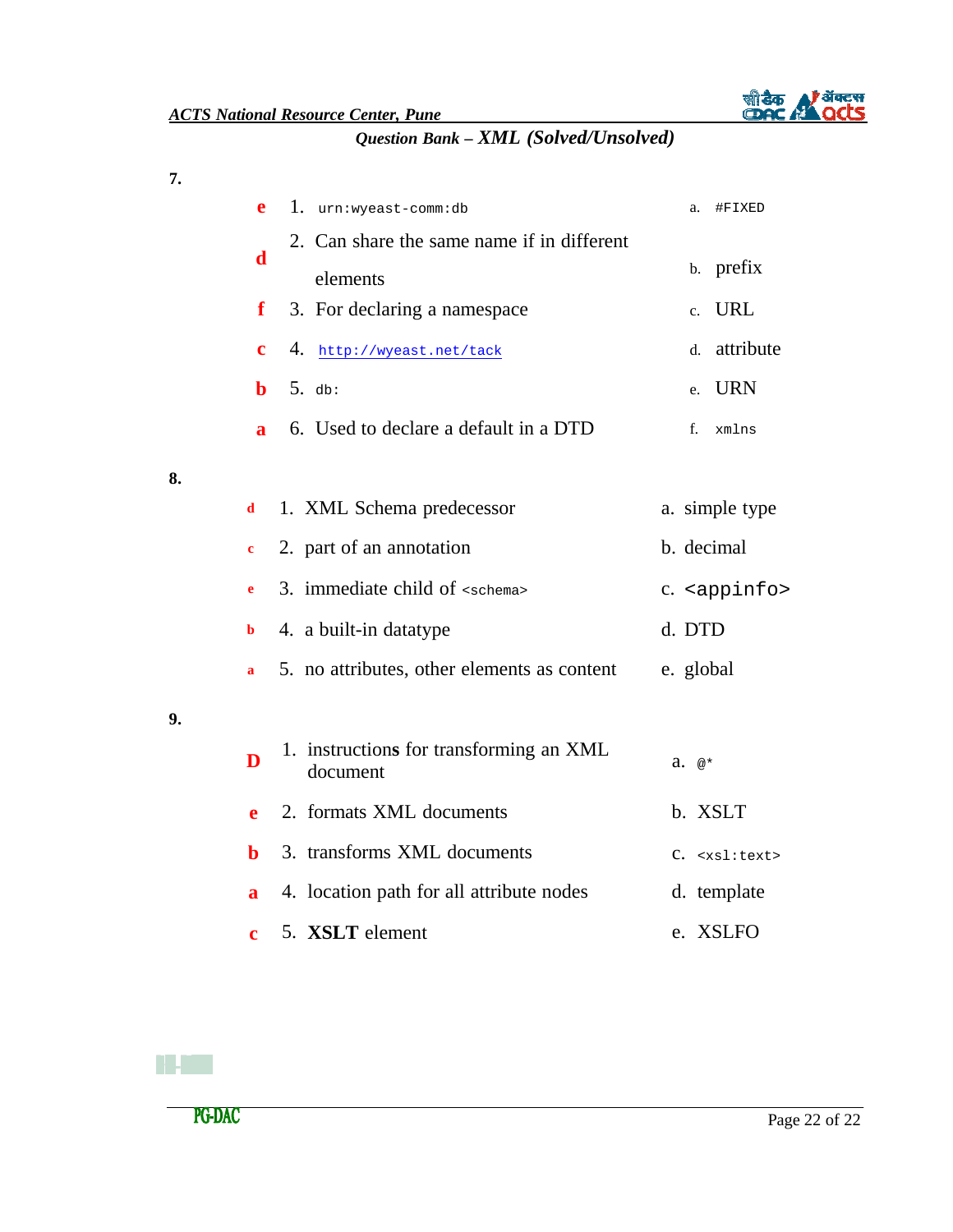**7.**

| Answer | Question | | Option |
|---|---|---|---|
| e | 1. `urn:wyeast-comm:db` | a. | `#FIXED` |
| d | 2. Can share the same name if in different elements | b. | prefix |
| f | 3. For declaring a namespace | c. | URL |
| c | 4. `http://wyeast.net/tack` | d. | attribute |
| b | 5. `db:` | e. | URN |
| a | 6. Used to declare a default in a DTD | f. | `xmlns` |

**8.**

| Answer | Question | | Option |
|---|---|---|---|
| d | 1. XML Schema predecessor | a. | simple type |
| c | 2. part of an annotation | b. | decimal |
| e | 3. immediate child of `<schema>` | c. | `<appinfo>` |
| b | 4. a built-in datatype | d. | DTD |
| a | 5. no attributes, other elements as content | e. | global |

**9.**

| Answer | Question | | Option |
|---|---|---|---|
| D | 1. instructions for transforming an XML document | a. | `@*` |
| e | 2. formats XML documents | b. | XSLT |
| b | 3. transforms XML documents | c. | `<xsl:text>` |
| a | 4. location path for all attribute nodes | d. | template |
| c | 5. **XSLT** element | e. | XSLFO |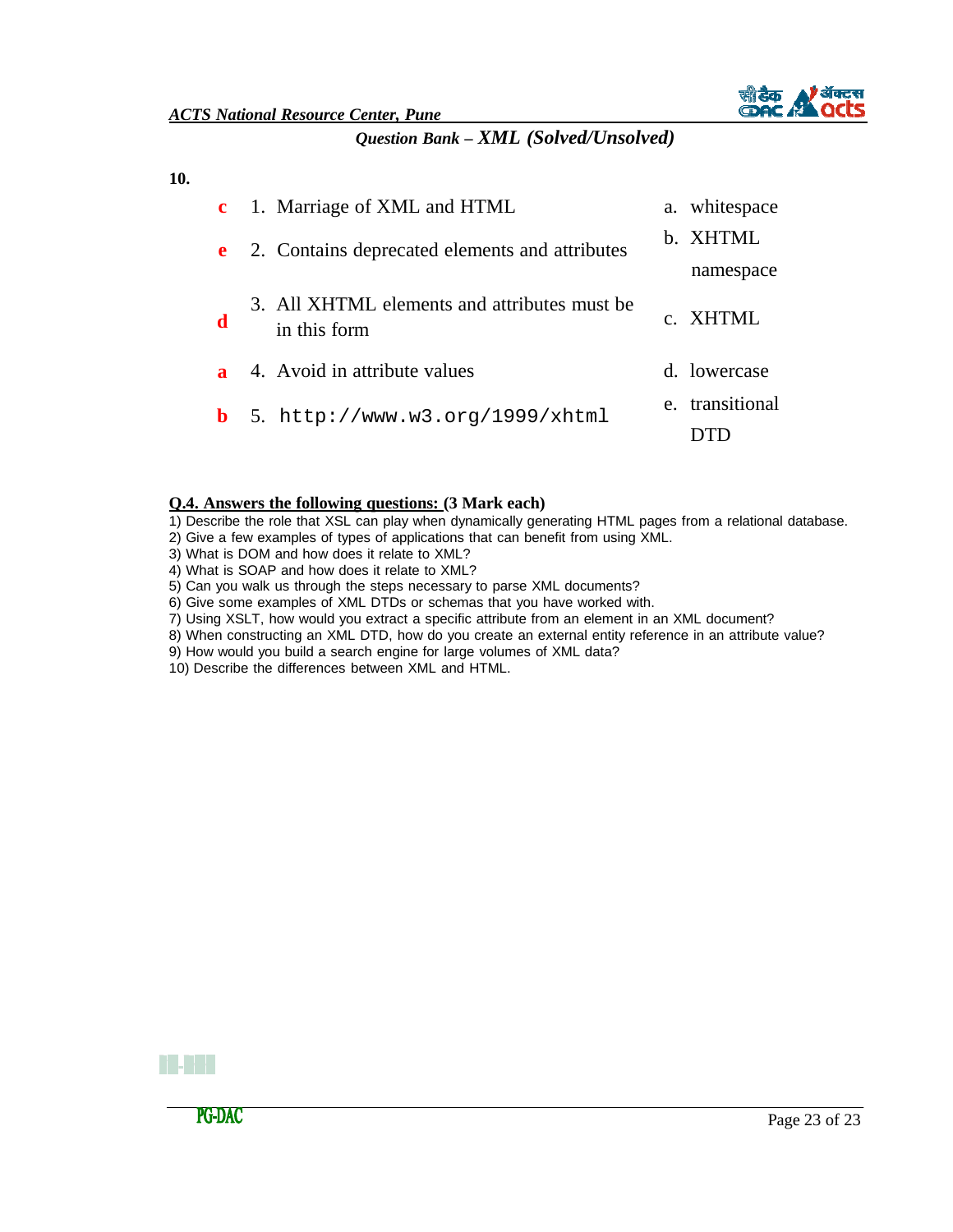**10.**

| | | |
|---|---|---|
| **c** | 1. Marriage of XML and HTML | a. whitespace |
| **e** | 2. Contains deprecated elements and attributes | b. XHTML namespace |
| **d** | 3. All XHTML elements and attributes must be in this form | c. XHTML |
| **a** | 4. Avoid in attribute values | d. lowercase |
| **b** | 5. `http://www.w3.org/1999/xhtml` | e. transitional DTD |

**Q.4. Answers the following questions: (3 Mark each)**

1) Describe the role that XSL can play when dynamically generating HTML pages from a relational database.
2) Give a few examples of types of applications that can benefit from using XML.
3) What is DOM and how does it relate to XML?
4) What is SOAP and how does it relate to XML?
5) Can you walk us through the steps necessary to parse XML documents?
6) Give some examples of XML DTDs or schemas that you have worked with.
7) Using XSLT, how would you extract a specific attribute from an element in an XML document?
8) When constructing an XML DTD, how do you create an external entity reference in an attribute value?
9) How would you build a search engine for large volumes of XML data?
10) Describe the differences between XML and HTML.